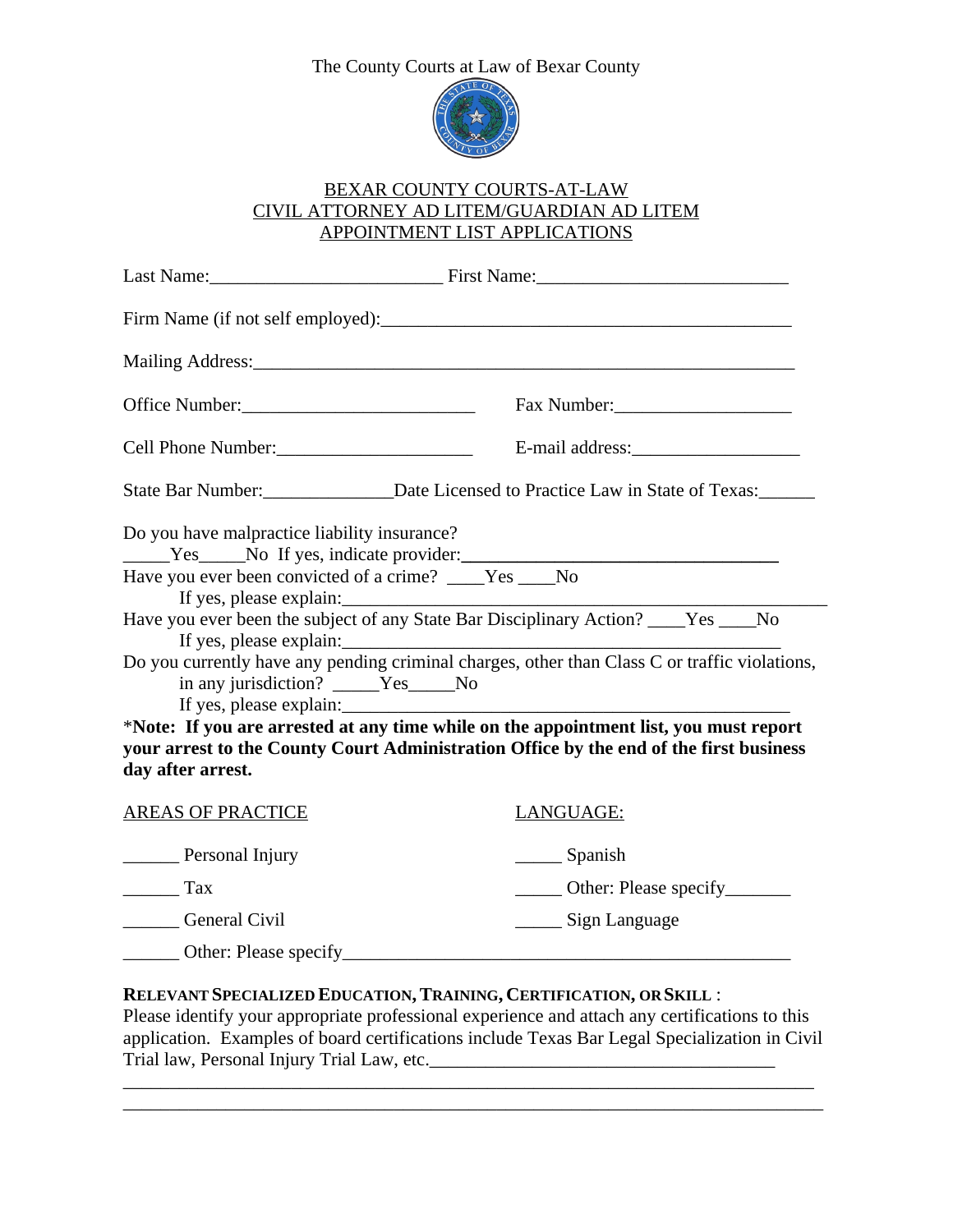The County Courts at Law of Bexar County

# BEXAR COUNTY COURTS-AT-LAW
# CIVIL ATTORNEY AD LITEM/GUARDIAN AD LITEM
# APPOINTMENT LIST APPLICATIONS

Last Name:_________________________ First Name:___________________________

Firm Name (if not self employed):____________________________________________

Mailing Address:__________________________________________________________

Office Number:_________________________ Fax Number:___________________

Cell Phone Number:_____________________ E-mail address:__________________

State Bar Number:______________Date Licensed to Practice Law in State of Texas:______

Do you have malpractice liability insurance?
_____Yes_____No If yes, indicate provider:___________________________________

Have you ever been convicted of a crime? ____Yes ____No
If yes, please explain:________________________________________________________

Have you ever been the subject of any State Bar Disciplinary Action? ____Yes ____No
If yes, please explain:_________________________________________________

Do you currently have any pending criminal charges, other than Class C or traffic violations, in any jurisdiction? _____Yes_____No
If yes, please explain:_________________________________________________

***Note: If you are arrested at any time while on the appointment list, you must report your arrest to the County Court Administration Office by the end of the first business day after arrest.**

AREAS OF PRACTICE

______ Personal Injury

______ Tax

______ General Civil

______ Other: Please specify__________________________________________________

LANGUAGE:

_____ Spanish

_____ Other: Please specify_______

_____ Sign Language

**RELEVANT SPECIALIZED EDUCATION, TRAINING, CERTIFICATION, OR SKILL** :
Please identify your appropriate professional experience and attach any certifications to this application. Examples of board certifications include Texas Bar Legal Specialization in Civil Trial law, Personal Injury Trial Law, etc._____________________________________
___________________________________________________________________________
___________________________________________________________________________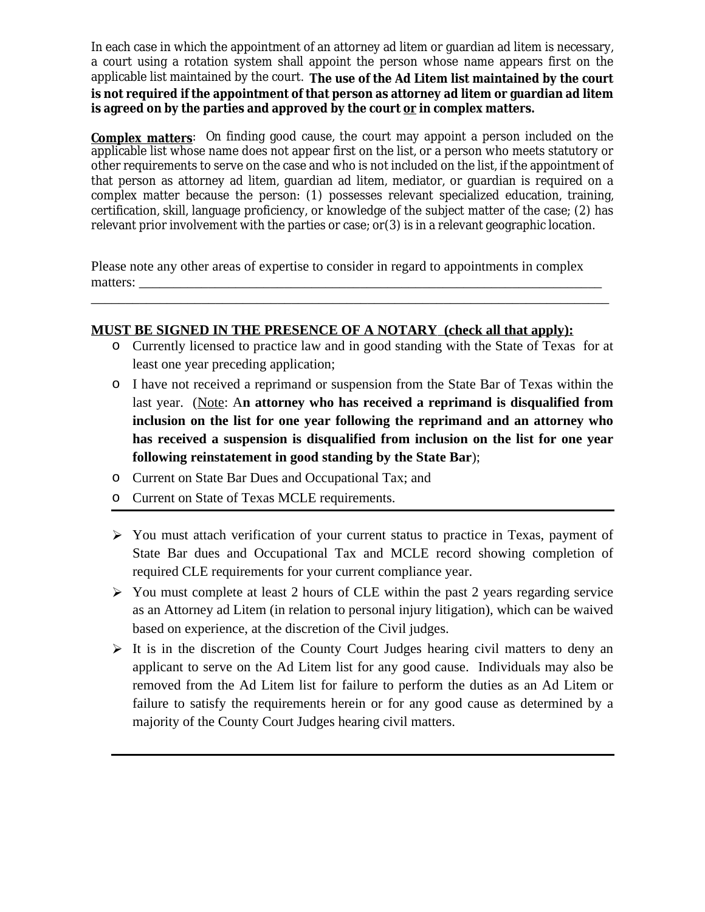In each case in which the appointment of an attorney ad litem or guardian ad litem is necessary, a court using a rotation system shall appoint the person whose name appears first on the applicable list maintained by the court. **The use of the Ad Litem list maintained by the court is not required if the appointment of that person as attorney ad litem or guardian ad litem is agreed on by the parties and approved by the court <u>or</u> in complex matters.**

**<u>Complex matters</u>**: On finding good cause, the court may appoint a person included on the applicable list whose name does not appear first on the list, or a person who meets statutory or other requirements to serve on the case and who is not included on the list, if the appointment of that person as attorney ad litem, guardian ad litem, mediator, or guardian is required on a complex matter because the person: (1) possesses relevant specialized education, training, certification, skill, language proficiency, or knowledge of the subject matter of the case; (2) has relevant prior involvement with the parties or case; or(3) is in a relevant geographic location.

Please note any other areas of expertise to consider in regard to appointments in complex matters: ___________________________________________________________________________
_______________________________________________________________________________

**<u>MUST BE SIGNED IN THE PRESENCE OF A NOTARY (check all that apply):</u>**

- Currently licensed to practice law and in good standing with the State of Texas for at least one year preceding application;
- I have not received a reprimand or suspension from the State Bar of Texas within the last year. (<u>Note</u>: A**n attorney who has received a reprimand is disqualified from inclusion on the list for one year following the reprimand and an attorney who has received a suspension is disqualified from inclusion on the list for one year following reinstatement in good standing by the State Bar**);
- Current on State Bar Dues and Occupational Tax; and
- Current on State of Texas MCLE requirements.

---

- You must attach verification of your current status to practice in Texas, payment of State Bar dues and Occupational Tax and MCLE record showing completion of required CLE requirements for your current compliance year.
- You must complete at least 2 hours of CLE within the past 2 years regarding service as an Attorney ad Litem (in relation to personal injury litigation), which can be waived based on experience, at the discretion of the Civil judges.
- It is in the discretion of the County Court Judges hearing civil matters to deny an applicant to serve on the Ad Litem list for any good cause. Individuals may also be removed from the Ad Litem list for failure to perform the duties as an Ad Litem or failure to satisfy the requirements herein or for any good cause as determined by a majority of the County Court Judges hearing civil matters.

---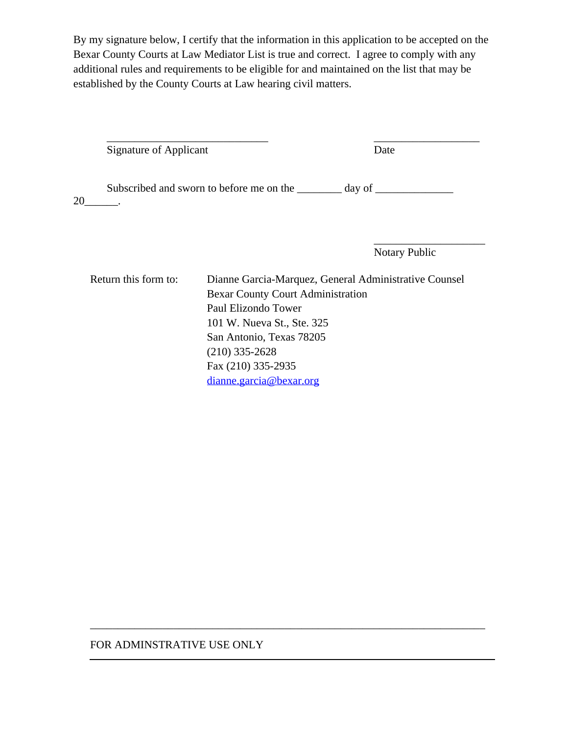By my signature below, I certify that the information in this application to be accepted on the Bexar County Courts at Law Mediator List is true and correct. I agree to comply with any additional rules and requirements to be eligible for and maintained on the list that may be established by the County Courts at Law hearing civil matters.

______________________________ ____________________

Signature of Applicant Date

Subscribed and sworn to before me on the ________ day of ______________ 20______.

____________________

Notary Public

Return this form to: Dianne Garcia-Marquez, General Administrative Counsel
Bexar County Court Administration
Paul Elizondo Tower
101 W. Nueva St., Ste. 325
San Antonio, Texas 78205
(210) 335-2628
Fax (210) 335-2935
dianne.garcia@bexar.org

---

FOR ADMINSTRATIVE USE ONLY

---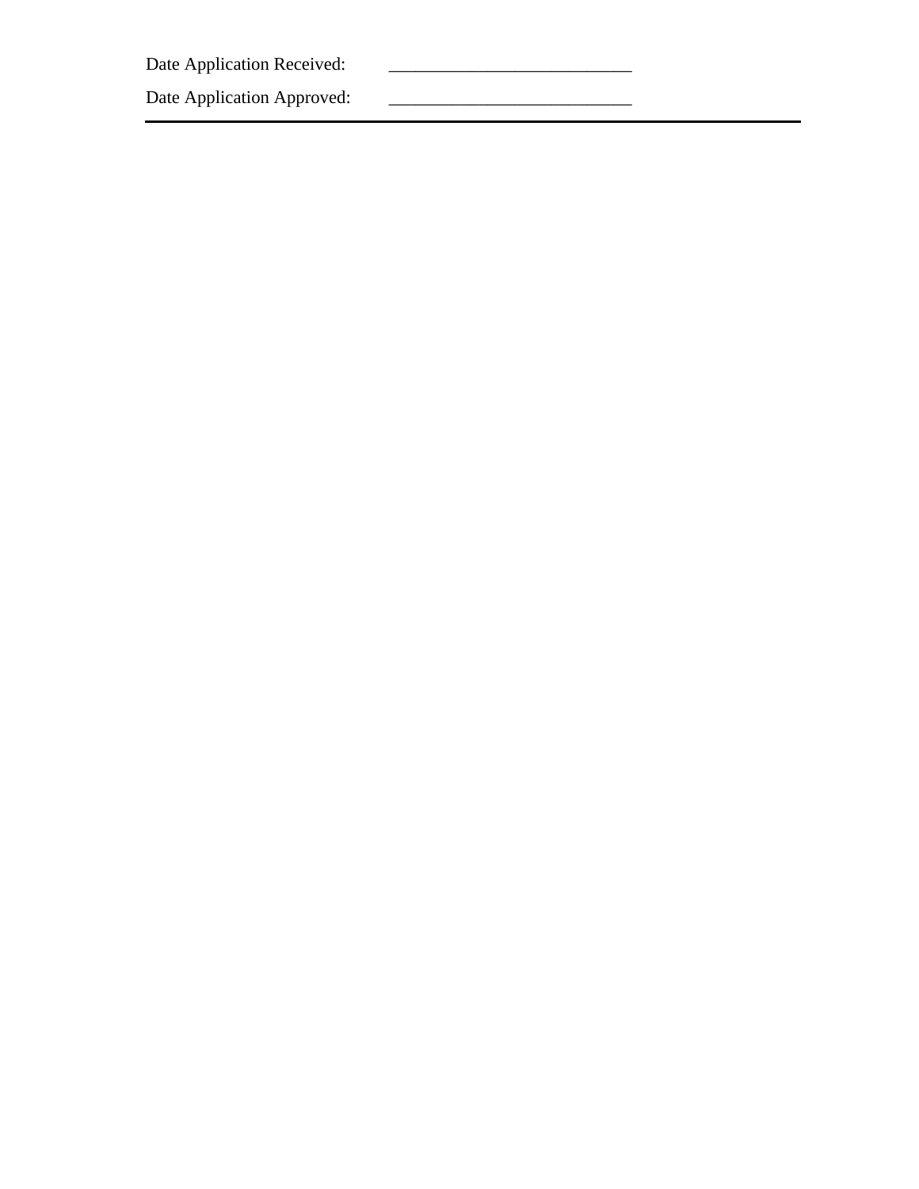Date Application Received: ___________________________

Date Application Approved: ___________________________

---